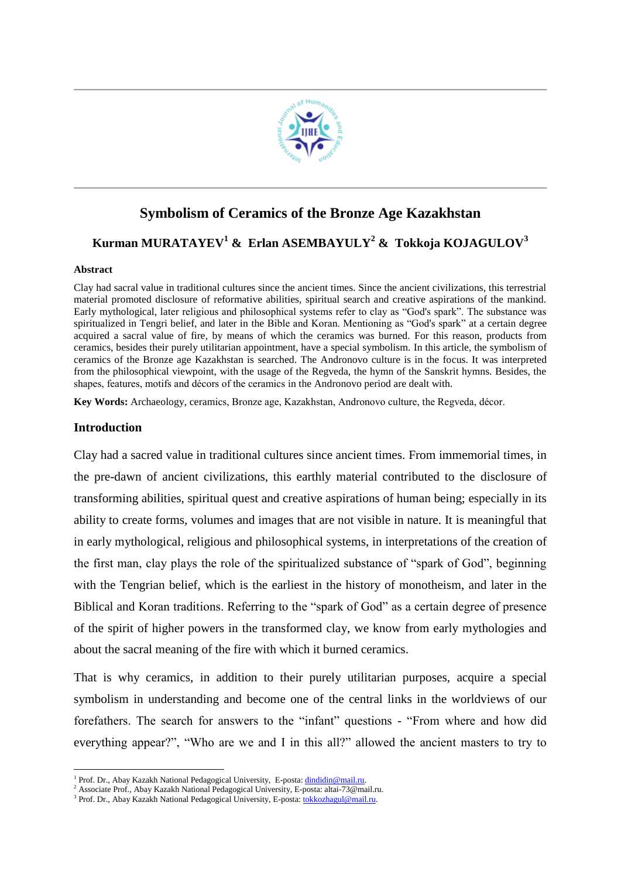# Symbolism of Ceramics of the Bronze Age Kazakhstan

**Kurman MURATAYEV[1] & Erlan ASEMBAYULY[2] & Tokkoja KOJAGULOV[3]**

**Abstract**

Clay had sacral value in traditional cultures since the ancient times. Since the ancient civilizations, this terrestrial material promoted disclosure of reformative abilities, spiritual search and creative aspirations of the mankind. Early mythological, later religious and philosophical systems refer to clay as "God's spark". The substance was spiritualized in Tengri belief, and later in the Bible and Koran. Mentioning as "God's spark" at a certain degree acquired a sacral value of fire, by means of which the ceramics was burned. For this reason, products from ceramics, besides their purely utilitarian appointment, have a special symbolism. In this article, the symbolism of ceramics of the Bronze age Kazakhstan is searched. The Andronovo culture is in the focus. It was interpreted from the philosophical viewpoint, with the usage of the Regveda, the hymn of the Sanskrit hymns. Besides, the shapes, features, motifs and décors of the ceramics in the Andronovo period are dealt with.

**Key Words:** Archaeology, ceramics, Bronze age, Kazakhstan, Andronovo culture, the Regveda, décor.

## Introduction

Clay had a sacred value in traditional cultures since ancient times. From immemorial times, in the pre-dawn of ancient civilizations, this earthly material contributed to the disclosure of transforming abilities, spiritual quest and creative aspirations of human being; especially in its ability to create forms, volumes and images that are not visible in nature. It is meaningful that in early mythological, religious and philosophical systems, in interpretations of the creation of the first man, clay plays the role of the spiritualized substance of "spark of God", beginning with the Tengrian belief, which is the earliest in the history of monotheism, and later in the Biblical and Koran traditions. Referring to the "spark of God" as a certain degree of presence of the spirit of higher powers in the transformed clay, we know from early mythologies and about the sacral meaning of the fire with which it burned ceramics.

That is why ceramics, in addition to their purely utilitarian purposes, acquire a special symbolism in understanding and become one of the central links in the worldviews of our forefathers. The search for answers to the "infant" questions - "From where and how did everything appear?", "Who are we and I in this all?" allowed the ancient masters to try to

[1] Prof. Dr., Abay Kazakh National Pedagogical University, E-posta: dindidin@mail.ru.
[2] Associate Prof., Abay Kazakh National Pedagogical University, E-posta: altai-73@mail.ru.
[3] Prof. Dr., Abay Kazakh National Pedagogical University, E-posta: tokkozhagul@mail.ru.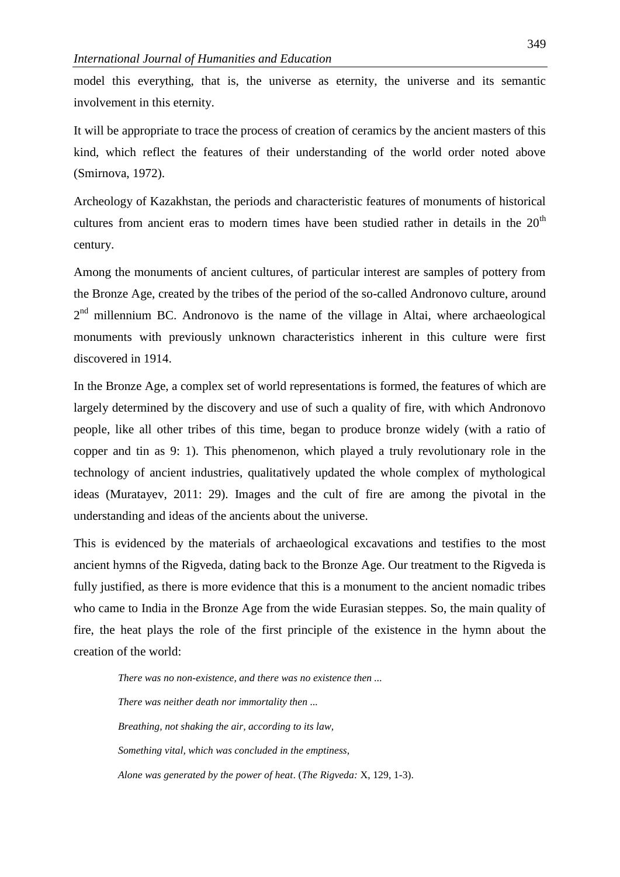model this everything, that is, the universe as eternity, the universe and its semantic involvement in this eternity.

It will be appropriate to trace the process of creation of ceramics by the ancient masters of this kind, which reflect the features of their understanding of the world order noted above (Smirnova, 1972).

Archeology of Kazakhstan, the periods and characteristic features of monuments of historical cultures from ancient eras to modern times have been studied rather in details in the 20th century.

Among the monuments of ancient cultures, of particular interest are samples of pottery from the Bronze Age, created by the tribes of the period of the so-called Andronovo culture, around 2nd millennium BC. Andronovo is the name of the village in Altai, where archaeological monuments with previously unknown characteristics inherent in this culture were first discovered in 1914.

In the Bronze Age, a complex set of world representations is formed, the features of which are largely determined by the discovery and use of such a quality of fire, with which Andronovo people, like all other tribes of this time, began to produce bronze widely (with a ratio of copper and tin as 9: 1). This phenomenon, which played a truly revolutionary role in the technology of ancient industries, qualitatively updated the whole complex of mythological ideas (Muratayev, 2011: 29). Images and the cult of fire are among the pivotal in the understanding and ideas of the ancients about the universe.

This is evidenced by the materials of archaeological excavations and testifies to the most ancient hymns of the Rigveda, dating back to the Bronze Age. Our treatment to the Rigveda is fully justified, as there is more evidence that this is a monument to the ancient nomadic tribes who came to India in the Bronze Age from the wide Eurasian steppes. So, the main quality of fire, the heat plays the role of the first principle of the existence in the hymn about the creation of the world:

> *There was no non-existence, and there was no existence then ...*
>
> *There was neither death nor immortality then ...*
>
> *Breathing, not shaking the air, according to its law,*
>
> *Something vital, which was concluded in the emptiness,*
>
> *Alone was generated by the power of heat*. (*The Rigveda:* X, 129, 1-3).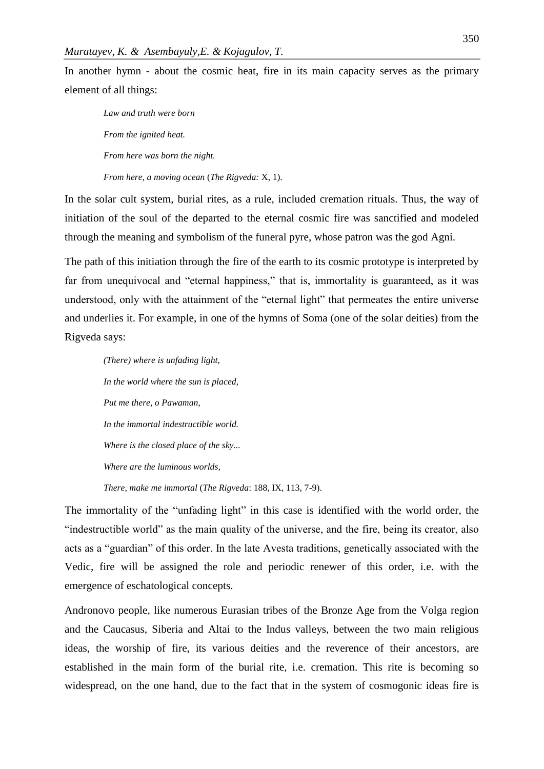In another hymn - about the cosmic heat, fire in its main capacity serves as the primary element of all things:

> *Law and truth were born*
>
> *From the ignited heat.*
>
> *From here was born the night.*
>
> *From here, a moving ocean* (*The Rigveda:* X, 1).

In the solar cult system, burial rites, as a rule, included cremation rituals. Thus, the way of initiation of the soul of the departed to the eternal cosmic fire was sanctified and modeled through the meaning and symbolism of the funeral pyre, whose patron was the god Agni.

The path of this initiation through the fire of the earth to its cosmic prototype is interpreted by far from unequivocal and "eternal happiness," that is, immortality is guaranteed, as it was understood, only with the attainment of the "eternal light" that permeates the entire universe and underlies it. For example, in one of the hymns of Soma (one of the solar deities) from the Rigveda says:

> *(There) where is unfading light,*
>
> *In the world where the sun is placed,*
>
> *Put me there, o Pawaman,*
>
> *In the immortal indestructible world.*
>
> *Where is the closed place of the sky...*
>
> *Where are the luminous worlds,*
>
> *There, make me immortal* (*The Rigveda*: 188, IX, 113, 7-9).

The immortality of the "unfading light" in this case is identified with the world order, the "indestructible world" as the main quality of the universe, and the fire, being its creator, also acts as a "guardian" of this order. In the late Avesta traditions, genetically associated with the Vedic, fire will be assigned the role and periodic renewer of this order, i.e. with the emergence of eschatological concepts.

Andronovo people, like numerous Eurasian tribes of the Bronze Age from the Volga region and the Caucasus, Siberia and Altai to the Indus valleys, between the two main religious ideas, the worship of fire, its various deities and the reverence of their ancestors, are established in the main form of the burial rite, i.e. cremation. This rite is becoming so widespread, on the one hand, due to the fact that in the system of cosmogonic ideas fire is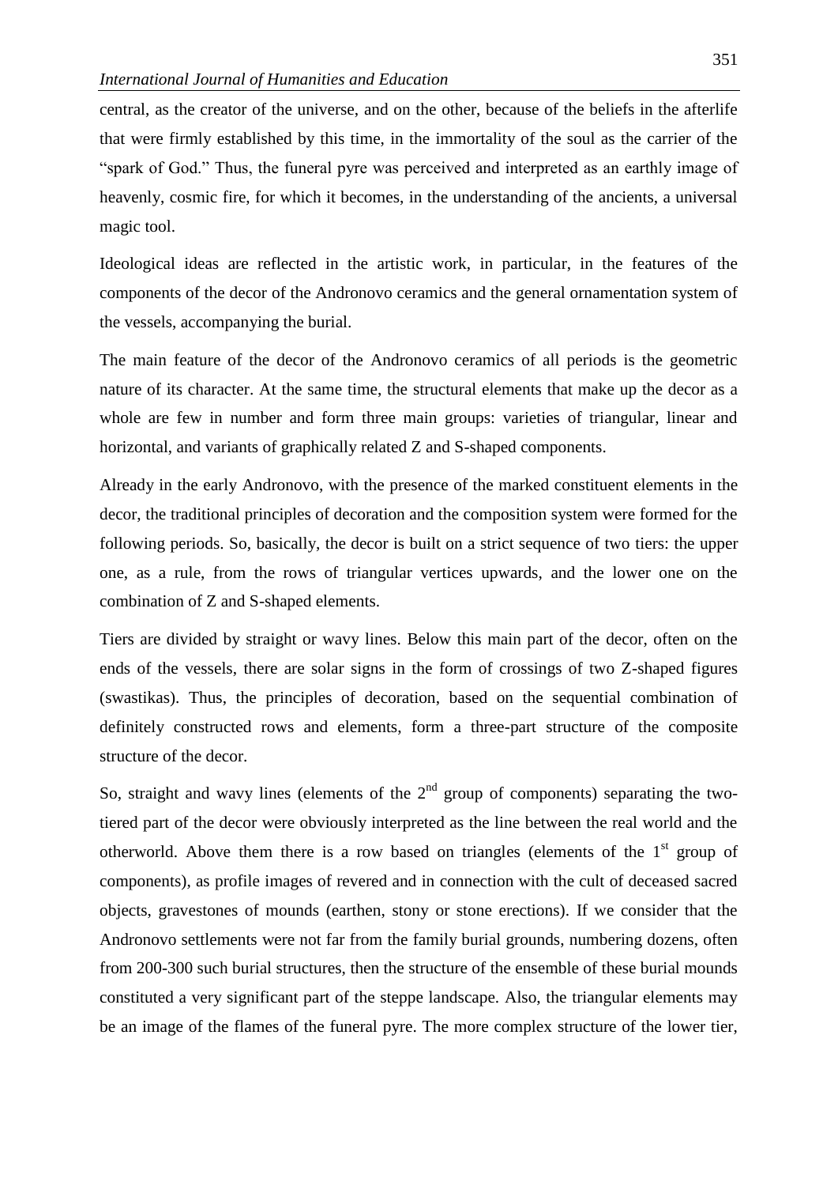central, as the creator of the universe, and on the other, because of the beliefs in the afterlife that were firmly established by this time, in the immortality of the soul as the carrier of the "spark of God." Thus, the funeral pyre was perceived and interpreted as an earthly image of heavenly, cosmic fire, for which it becomes, in the understanding of the ancients, a universal magic tool.

Ideological ideas are reflected in the artistic work, in particular, in the features of the components of the decor of the Andronovo ceramics and the general ornamentation system of the vessels, accompanying the burial.

The main feature of the decor of the Andronovo ceramics of all periods is the geometric nature of its character. At the same time, the structural elements that make up the decor as a whole are few in number and form three main groups: varieties of triangular, linear and horizontal, and variants of graphically related Z and S-shaped components.

Already in the early Andronovo, with the presence of the marked constituent elements in the decor, the traditional principles of decoration and the composition system were formed for the following periods. So, basically, the decor is built on a strict sequence of two tiers: the upper one, as a rule, from the rows of triangular vertices upwards, and the lower one on the combination of Z and S-shaped elements.

Tiers are divided by straight or wavy lines. Below this main part of the decor, often on the ends of the vessels, there are solar signs in the form of crossings of two Z-shaped figures (swastikas). Thus, the principles of decoration, based on the sequential combination of definitely constructed rows and elements, form a three-part structure of the composite structure of the decor.

So, straight and wavy lines (elements of the 2nd group of components) separating the two-tiered part of the decor were obviously interpreted as the line between the real world and the otherworld. Above them there is a row based on triangles (elements of the 1st group of components), as profile images of revered and in connection with the cult of deceased sacred objects, gravestones of mounds (earthen, stony or stone erections). If we consider that the Andronovo settlements were not far from the family burial grounds, numbering dozens, often from 200-300 such burial structures, then the structure of the ensemble of these burial mounds constituted a very significant part of the steppe landscape. Also, the triangular elements may be an image of the flames of the funeral pyre. The more complex structure of the lower tier,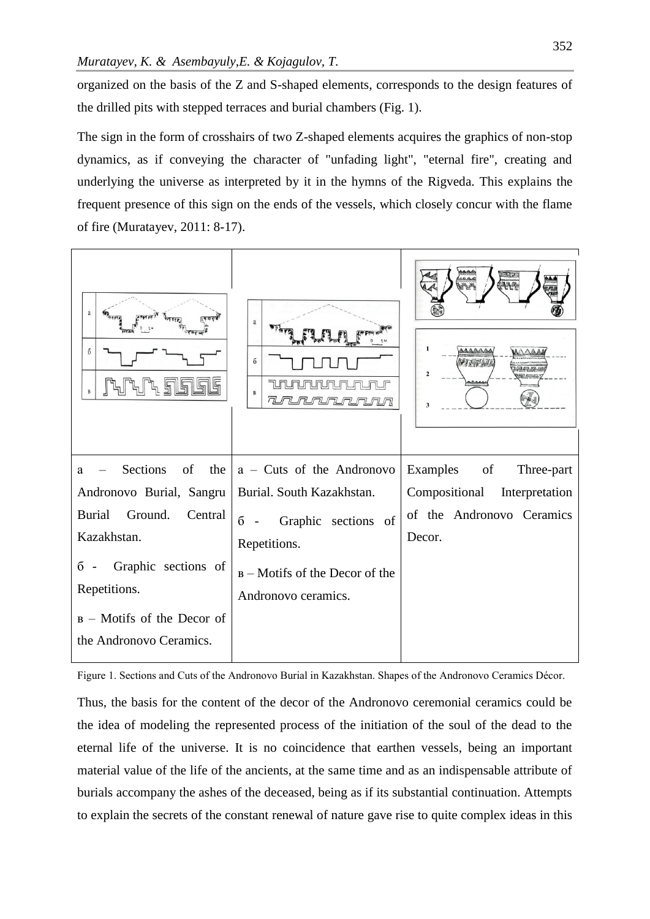organized on the basis of the Z and S-shaped elements, corresponds to the design features of the drilled pits with stepped terraces and burial chambers (Fig. 1).

The sign in the form of crosshairs of two Z-shaped elements acquires the graphics of non-stop dynamics, as if conveying the character of "unfading light", "eternal fire", creating and underlying the universe as interpreted by it in the hymns of the Rigveda. This explains the frequent presence of this sign on the ends of the vessels, which closely concur with the flame of fire (Muratayev, 2011: 8-17).

| | | |
|---|---|---|
| a – Sections of the Andronovo Burial, Sangru Burial Ground. Central Kazakhstan.<br>б - Graphic sections of Repetitions.<br>в – Motifs of the Decor of the Andronovo Ceramics. | a – Cuts of the Andronovo Burial. South Kazakhstan.<br>б - Graphic sections of Repetitions.<br>в – Motifs of the Decor of the Andronovo ceramics. | Examples of Three-part Compositional Interpretation of the Andronovo Ceramics Decor. |

Figure 1. Sections and Cuts of the Andronovo Burial in Kazakhstan. Shapes of the Andronovo Ceramics Décor.

Thus, the basis for the content of the decor of the Andronovo ceremonial ceramics could be the idea of modeling the represented process of the initiation of the soul of the dead to the eternal life of the universe. It is no coincidence that earthen vessels, being an important material value of the life of the ancients, at the same time and as an indispensable attribute of burials accompany the ashes of the deceased, being as if its substantial continuation. Attempts to explain the secrets of the constant renewal of nature gave rise to quite complex ideas in this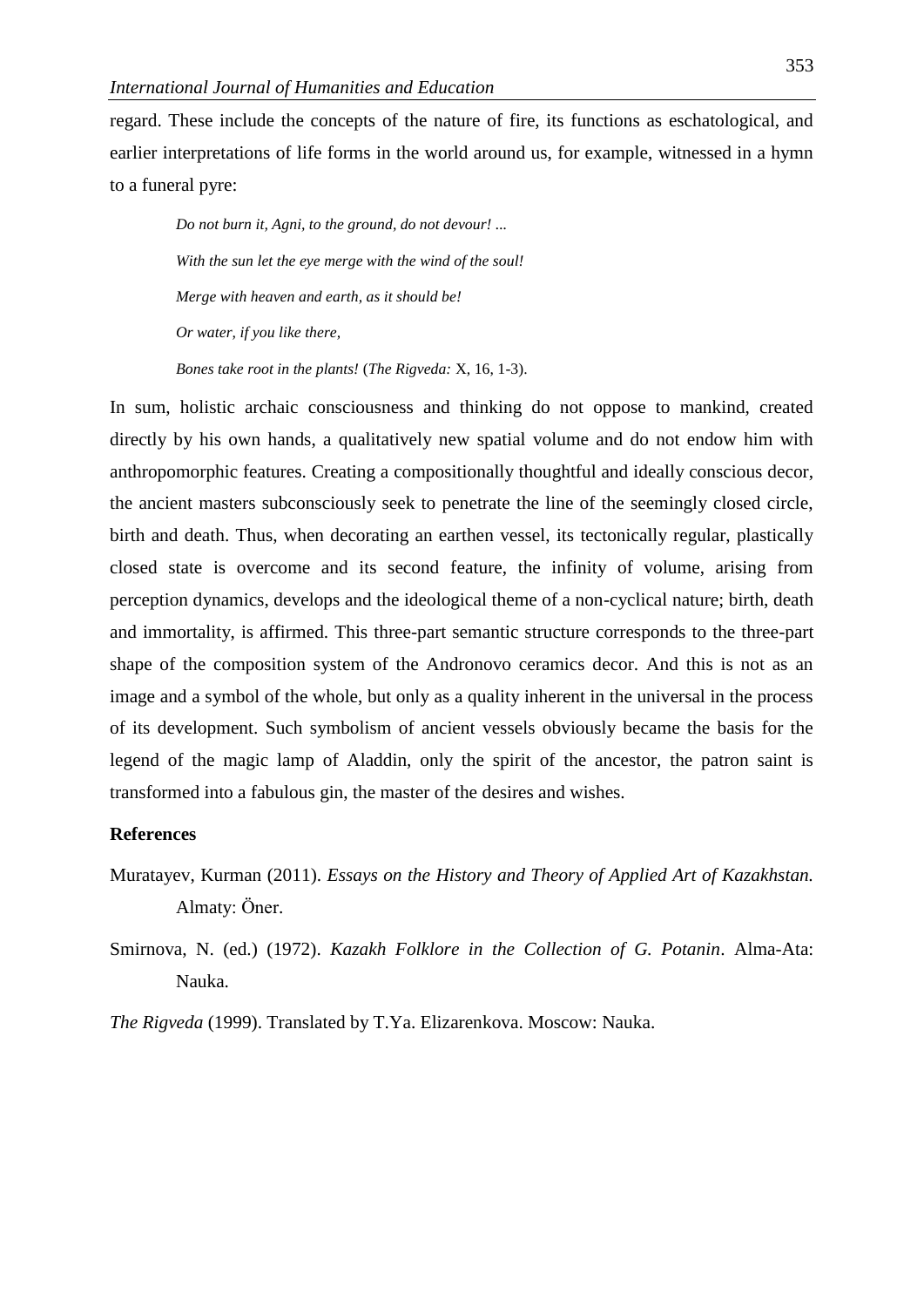regard. These include the concepts of the nature of fire, its functions as eschatological, and earlier interpretations of life forms in the world around us, for example, witnessed in a hymn to a funeral pyre:

> *Do not burn it, Agni, to the ground, do not devour! ...*
>
> *With the sun let the eye merge with the wind of the soul!*
>
> *Merge with heaven and earth, as it should be!*
>
> *Or water, if you like there,*
>
> *Bones take root in the plants!* (*The Rigveda:* X, 16, 1-3).

In sum, holistic archaic consciousness and thinking do not oppose to mankind, created directly by his own hands, a qualitatively new spatial volume and do not endow him with anthropomorphic features. Creating a compositionally thoughtful and ideally conscious decor, the ancient masters subconsciously seek to penetrate the line of the seemingly closed circle, birth and death. Thus, when decorating an earthen vessel, its tectonically regular, plastically closed state is overcome and its second feature, the infinity of volume, arising from perception dynamics, develops and the ideological theme of a non-cyclical nature; birth, death and immortality, is affirmed. This three-part semantic structure corresponds to the three-part shape of the composition system of the Andronovo ceramics decor. And this is not as an image and a symbol of the whole, but only as a quality inherent in the universal in the process of its development. Such symbolism of ancient vessels obviously became the basis for the legend of the magic lamp of Aladdin, only the spirit of the ancestor, the patron saint is transformed into a fabulous gin, the master of the desires and wishes.

## References

Muratayev, Kurman (2011). *Essays on the History and Theory of Applied Art of Kazakhstan.* Almaty: Öner.

Smirnova, N. (ed.) (1972). *Kazakh Folklore in the Collection of G. Potanin*. Alma-Ata: Nauka.

*The Rigveda* (1999). Translated by T.Ya. Elizarenkova. Moscow: Nauka.